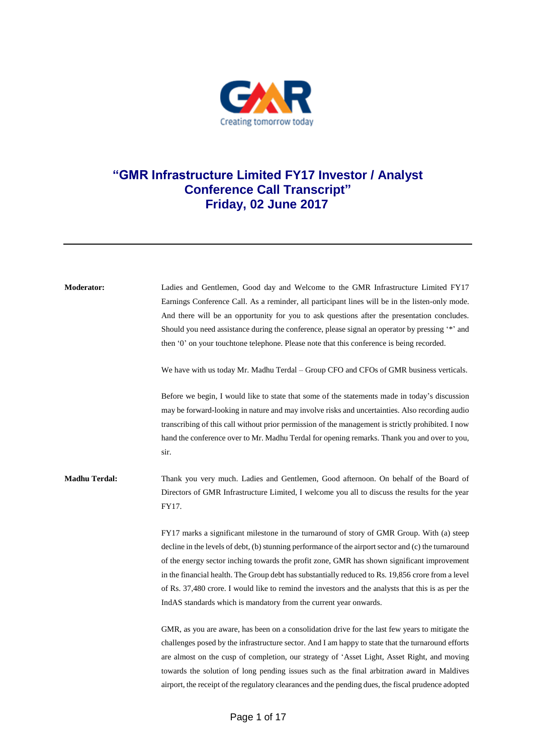# "GMR Infrastructure Limited FY17 Investor / Analyst Conference Call Transcript"
## Friday, 02 June 2017

---

**Moderator:** Ladies and Gentlemen, Good day and Welcome to the GMR Infrastructure Limited FY17 Earnings Conference Call. As a reminder, all participant lines will be in the listen-only mode. And there will be an opportunity for you to ask questions after the presentation concludes. Should you need assistance during the conference, please signal an operator by pressing '*' and then '0' on your touchtone telephone. Please note that this conference is being recorded.

We have with us today Mr. Madhu Terdal – Group CFO and CFOs of GMR business verticals.

Before we begin, I would like to state that some of the statements made in today's discussion may be forward-looking in nature and may involve risks and uncertainties. Also recording audio transcribing of this call without prior permission of the management is strictly prohibited. I now hand the conference over to Mr. Madhu Terdal for opening remarks. Thank you and over to you, sir.

**Madhu Terdal:** Thank you very much. Ladies and Gentlemen, Good afternoon. On behalf of the Board of Directors of GMR Infrastructure Limited, I welcome you all to discuss the results for the year FY17.

FY17 marks a significant milestone in the turnaround of story of GMR Group. With (a) steep decline in the levels of debt, (b) stunning performance of the airport sector and (c) the turnaround of the energy sector inching towards the profit zone, GMR has shown significant improvement in the financial health. The Group debt has substantially reduced to Rs. 19,856 crore from a level of Rs. 37,480 crore. I would like to remind the investors and the analysts that this is as per the IndAS standards which is mandatory from the current year onwards.

GMR, as you are aware, has been on a consolidation drive for the last few years to mitigate the challenges posed by the infrastructure sector. And I am happy to state that the turnaround efforts are almost on the cusp of completion, our strategy of 'Asset Light, Asset Right, and moving towards the solution of long pending issues such as the final arbitration award in Maldives airport, the receipt of the regulatory clearances and the pending dues, the fiscal prudence adopted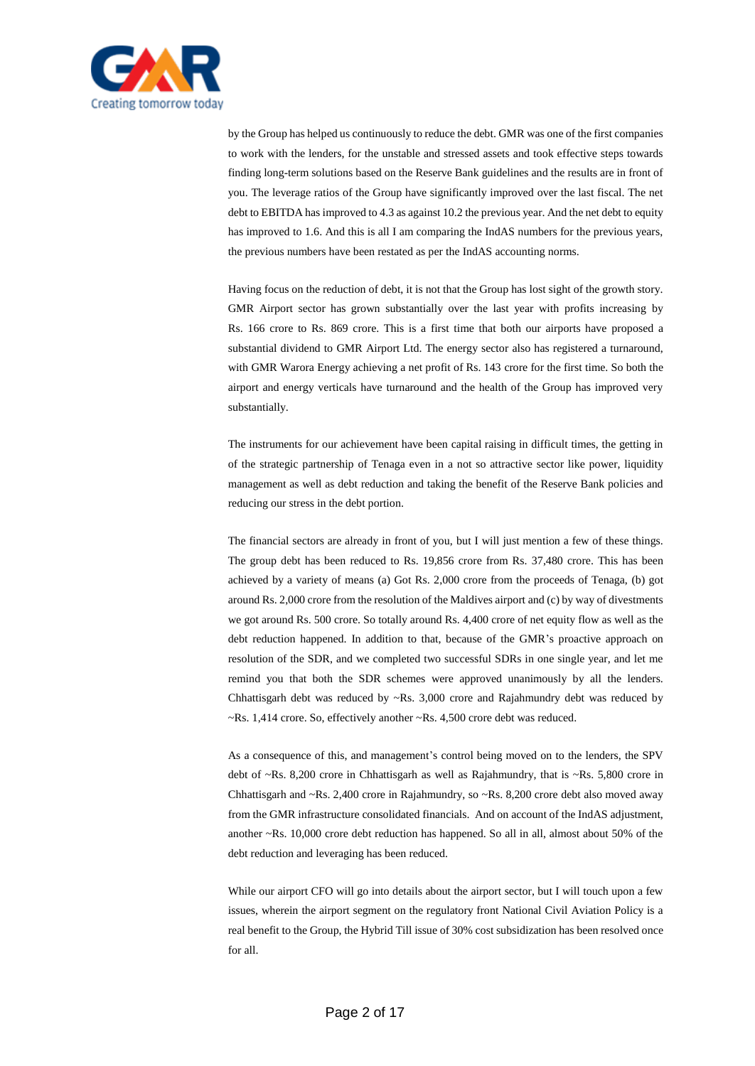by the Group has helped us continuously to reduce the debt. GMR was one of the first companies to work with the lenders, for the unstable and stressed assets and took effective steps towards finding long-term solutions based on the Reserve Bank guidelines and the results are in front of you. The leverage ratios of the Group have significantly improved over the last fiscal. The net debt to EBITDA has improved to 4.3 as against 10.2 the previous year. And the net debt to equity has improved to 1.6. And this is all I am comparing the IndAS numbers for the previous years, the previous numbers have been restated as per the IndAS accounting norms.

Having focus on the reduction of debt, it is not that the Group has lost sight of the growth story. GMR Airport sector has grown substantially over the last year with profits increasing by Rs. 166 crore to Rs. 869 crore. This is a first time that both our airports have proposed a substantial dividend to GMR Airport Ltd. The energy sector also has registered a turnaround, with GMR Warora Energy achieving a net profit of Rs. 143 crore for the first time. So both the airport and energy verticals have turnaround and the health of the Group has improved very substantially.

The instruments for our achievement have been capital raising in difficult times, the getting in of the strategic partnership of Tenaga even in a not so attractive sector like power, liquidity management as well as debt reduction and taking the benefit of the Reserve Bank policies and reducing our stress in the debt portion.

The financial sectors are already in front of you, but I will just mention a few of these things. The group debt has been reduced to Rs. 19,856 crore from Rs. 37,480 crore. This has been achieved by a variety of means (a) Got Rs. 2,000 crore from the proceeds of Tenaga, (b) got around Rs. 2,000 crore from the resolution of the Maldives airport and (c) by way of divestments we got around Rs. 500 crore. So totally around Rs. 4,400 crore of net equity flow as well as the debt reduction happened. In addition to that, because of the GMR's proactive approach on resolution of the SDR, and we completed two successful SDRs in one single year, and let me remind you that both the SDR schemes were approved unanimously by all the lenders. Chhattisgarh debt was reduced by ~Rs. 3,000 crore and Rajahmundry debt was reduced by ~Rs. 1,414 crore. So, effectively another ~Rs. 4,500 crore debt was reduced.

As a consequence of this, and management's control being moved on to the lenders, the SPV debt of ~Rs. 8,200 crore in Chhattisgarh as well as Rajahmundry, that is ~Rs. 5,800 crore in Chhattisgarh and ~Rs. 2,400 crore in Rajahmundry, so ~Rs. 8,200 crore debt also moved away from the GMR infrastructure consolidated financials. And on account of the IndAS adjustment, another ~Rs. 10,000 crore debt reduction has happened. So all in all, almost about 50% of the debt reduction and leveraging has been reduced.

While our airport CFO will go into details about the airport sector, but I will touch upon a few issues, wherein the airport segment on the regulatory front National Civil Aviation Policy is a real benefit to the Group, the Hybrid Till issue of 30% cost subsidization has been resolved once for all.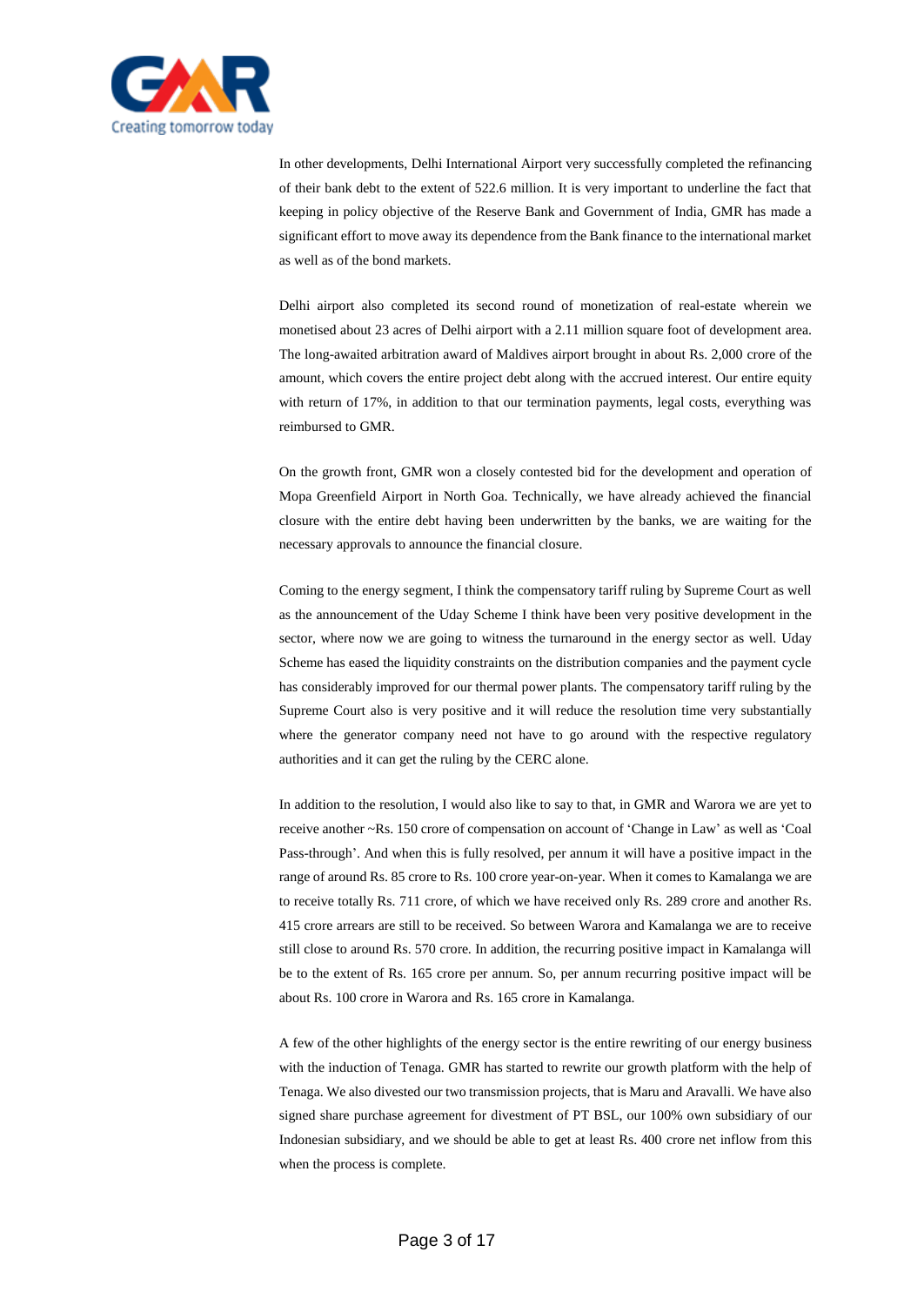In other developments, Delhi International Airport very successfully completed the refinancing of their bank debt to the extent of 522.6 million. It is very important to underline the fact that keeping in policy objective of the Reserve Bank and Government of India, GMR has made a significant effort to move away its dependence from the Bank finance to the international market as well as of the bond markets.

Delhi airport also completed its second round of monetization of real-estate wherein we monetised about 23 acres of Delhi airport with a 2.11 million square foot of development area. The long-awaited arbitration award of Maldives airport brought in about Rs. 2,000 crore of the amount, which covers the entire project debt along with the accrued interest. Our entire equity with return of 17%, in addition to that our termination payments, legal costs, everything was reimbursed to GMR.

On the growth front, GMR won a closely contested bid for the development and operation of Mopa Greenfield Airport in North Goa. Technically, we have already achieved the financial closure with the entire debt having been underwritten by the banks, we are waiting for the necessary approvals to announce the financial closure.

Coming to the energy segment, I think the compensatory tariff ruling by Supreme Court as well as the announcement of the Uday Scheme I think have been very positive development in the sector, where now we are going to witness the turnaround in the energy sector as well. Uday Scheme has eased the liquidity constraints on the distribution companies and the payment cycle has considerably improved for our thermal power plants. The compensatory tariff ruling by the Supreme Court also is very positive and it will reduce the resolution time very substantially where the generator company need not have to go around with the respective regulatory authorities and it can get the ruling by the CERC alone.

In addition to the resolution, I would also like to say to that, in GMR and Warora we are yet to receive another ~Rs. 150 crore of compensation on account of 'Change in Law' as well as 'Coal Pass-through'. And when this is fully resolved, per annum it will have a positive impact in the range of around Rs. 85 crore to Rs. 100 crore year-on-year. When it comes to Kamalanga we are to receive totally Rs. 711 crore, of which we have received only Rs. 289 crore and another Rs. 415 crore arrears are still to be received. So between Warora and Kamalanga we are to receive still close to around Rs. 570 crore. In addition, the recurring positive impact in Kamalanga will be to the extent of Rs. 165 crore per annum. So, per annum recurring positive impact will be about Rs. 100 crore in Warora and Rs. 165 crore in Kamalanga.

A few of the other highlights of the energy sector is the entire rewriting of our energy business with the induction of Tenaga. GMR has started to rewrite our growth platform with the help of Tenaga. We also divested our two transmission projects, that is Maru and Aravalli. We have also signed share purchase agreement for divestment of PT BSL, our 100% own subsidiary of our Indonesian subsidiary, and we should be able to get at least Rs. 400 crore net inflow from this when the process is complete.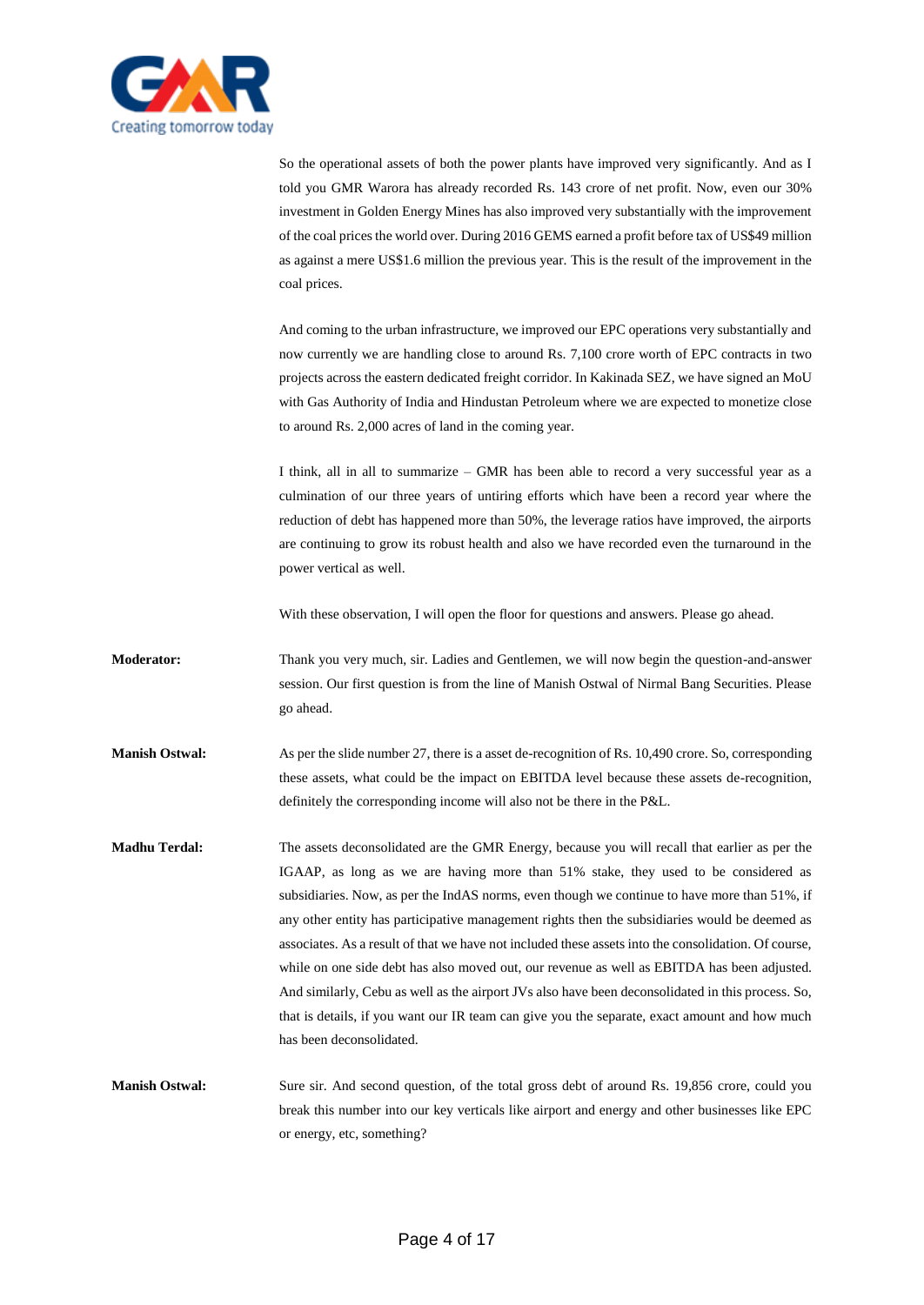So the operational assets of both the power plants have improved very significantly. And as I told you GMR Warora has already recorded Rs. 143 crore of net profit. Now, even our 30% investment in Golden Energy Mines has also improved very substantially with the improvement of the coal prices the world over. During 2016 GEMS earned a profit before tax of US$49 million as against a mere US$1.6 million the previous year. This is the result of the improvement in the coal prices.

And coming to the urban infrastructure, we improved our EPC operations very substantially and now currently we are handling close to around Rs. 7,100 crore worth of EPC contracts in two projects across the eastern dedicated freight corridor. In Kakinada SEZ, we have signed an MoU with Gas Authority of India and Hindustan Petroleum where we are expected to monetize close to around Rs. 2,000 acres of land in the coming year.

I think, all in all to summarize – GMR has been able to record a very successful year as a culmination of our three years of untiring efforts which have been a record year where the reduction of debt has happened more than 50%, the leverage ratios have improved, the airports are continuing to grow its robust health and also we have recorded even the turnaround in the power vertical as well.

With these observation, I will open the floor for questions and answers. Please go ahead.

**Moderator:** Thank you very much, sir. Ladies and Gentlemen, we will now begin the question-and-answer session. Our first question is from the line of Manish Ostwal of Nirmal Bang Securities. Please go ahead.

**Manish Ostwal:** As per the slide number 27, there is a asset de-recognition of Rs. 10,490 crore. So, corresponding these assets, what could be the impact on EBITDA level because these assets de-recognition, definitely the corresponding income will also not be there in the P&L.

**Madhu Terdal:** The assets deconsolidated are the GMR Energy, because you will recall that earlier as per the IGAAP, as long as we are having more than 51% stake, they used to be considered as subsidiaries. Now, as per the IndAS norms, even though we continue to have more than 51%, if any other entity has participative management rights then the subsidiaries would be deemed as associates. As a result of that we have not included these assets into the consolidation. Of course, while on one side debt has also moved out, our revenue as well as EBITDA has been adjusted. And similarly, Cebu as well as the airport JVs also have been deconsolidated in this process. So, that is details, if you want our IR team can give you the separate, exact amount and how much has been deconsolidated.

**Manish Ostwal:** Sure sir. And second question, of the total gross debt of around Rs. 19,856 crore, could you break this number into our key verticals like airport and energy and other businesses like EPC or energy, etc, something?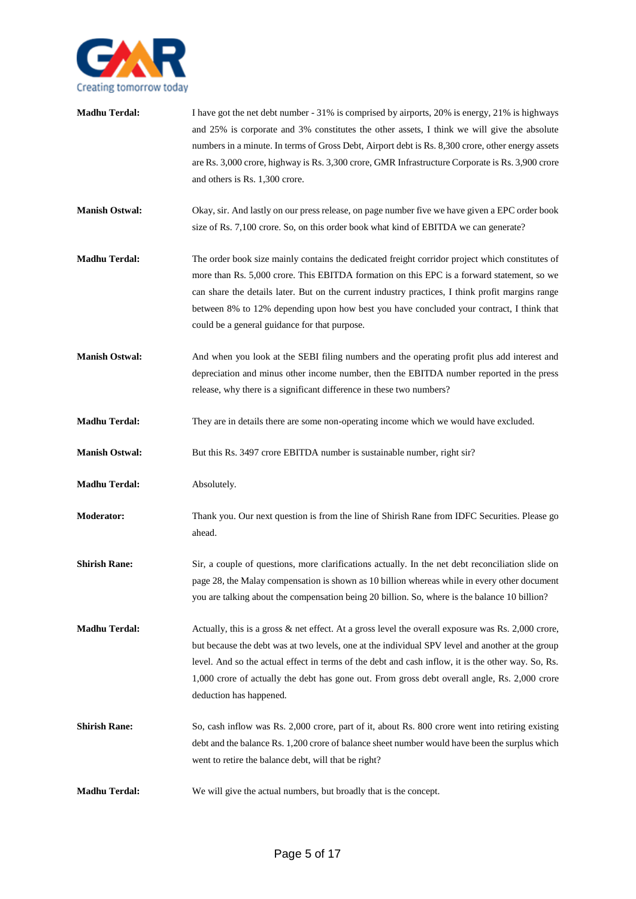**Madhu Terdal:** I have got the net debt number - 31% is comprised by airports, 20% is energy, 21% is highways and 25% is corporate and 3% constitutes the other assets, I think we will give the absolute numbers in a minute. In terms of Gross Debt, Airport debt is Rs. 8,300 crore, other energy assets are Rs. 3,000 crore, highway is Rs. 3,300 crore, GMR Infrastructure Corporate is Rs. 3,900 crore and others is Rs. 1,300 crore.

**Manish Ostwal:** Okay, sir. And lastly on our press release, on page number five we have given a EPC order book size of Rs. 7,100 crore. So, on this order book what kind of EBITDA we can generate?

**Madhu Terdal:** The order book size mainly contains the dedicated freight corridor project which constitutes of more than Rs. 5,000 crore. This EBITDA formation on this EPC is a forward statement, so we can share the details later. But on the current industry practices, I think profit margins range between 8% to 12% depending upon how best you have concluded your contract, I think that could be a general guidance for that purpose.

**Manish Ostwal:** And when you look at the SEBI filing numbers and the operating profit plus add interest and depreciation and minus other income number, then the EBITDA number reported in the press release, why there is a significant difference in these two numbers?

**Madhu Terdal:** They are in details there are some non-operating income which we would have excluded.

**Manish Ostwal:** But this Rs. 3497 crore EBITDA number is sustainable number, right sir?

**Madhu Terdal:** Absolutely.

**Moderator:** Thank you. Our next question is from the line of Shirish Rane from IDFC Securities. Please go ahead.

**Shirish Rane:** Sir, a couple of questions, more clarifications actually. In the net debt reconciliation slide on page 28, the Malay compensation is shown as 10 billion whereas while in every other document you are talking about the compensation being 20 billion. So, where is the balance 10 billion?

**Madhu Terdal:** Actually, this is a gross & net effect. At a gross level the overall exposure was Rs. 2,000 crore, but because the debt was at two levels, one at the individual SPV level and another at the group level. And so the actual effect in terms of the debt and cash inflow, it is the other way. So, Rs. 1,000 crore of actually the debt has gone out. From gross debt overall angle, Rs. 2,000 crore deduction has happened.

**Shirish Rane:** So, cash inflow was Rs. 2,000 crore, part of it, about Rs. 800 crore went into retiring existing debt and the balance Rs. 1,200 crore of balance sheet number would have been the surplus which went to retire the balance debt, will that be right?

**Madhu Terdal:** We will give the actual numbers, but broadly that is the concept.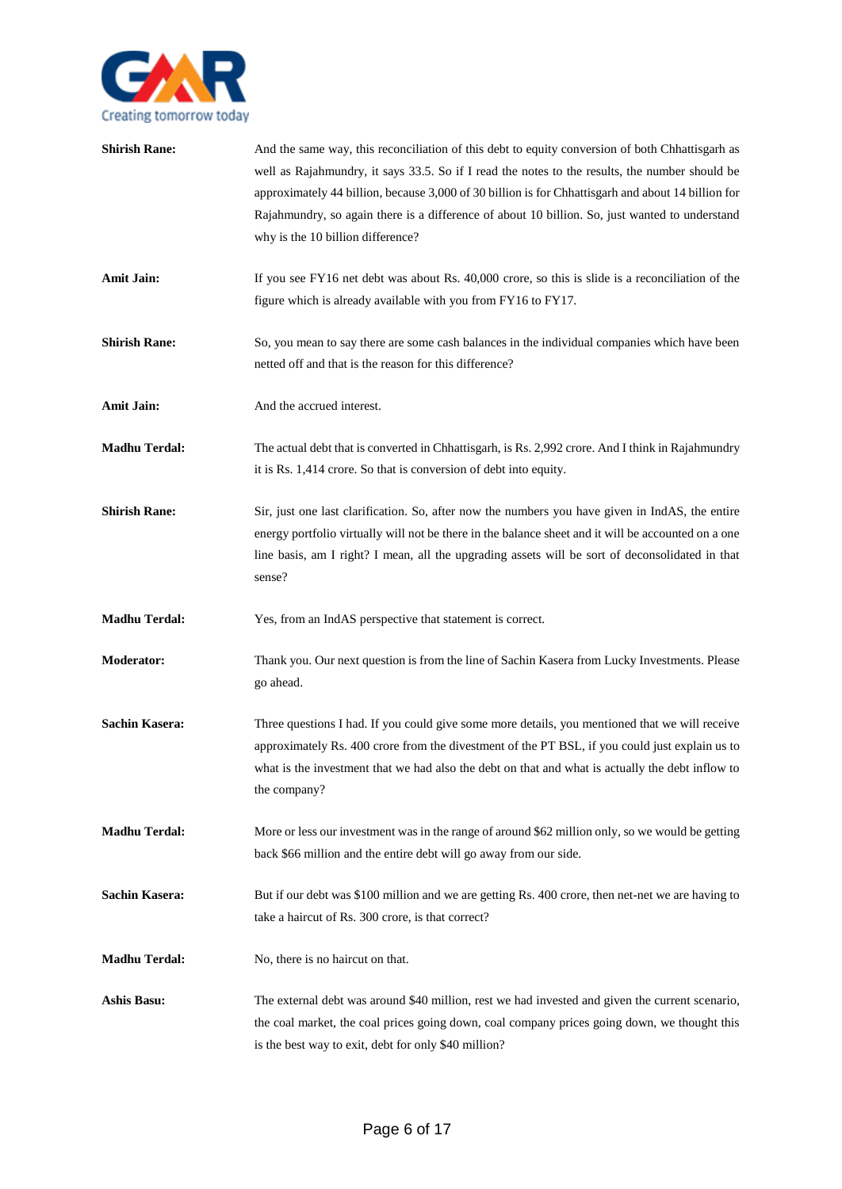**Shirish Rane:** And the same way, this reconciliation of this debt to equity conversion of both Chhattisgarh as well as Rajahmundry, it says 33.5. So if I read the notes to the results, the number should be approximately 44 billion, because 3,000 of 30 billion is for Chhattisgarh and about 14 billion for Rajahmundry, so again there is a difference of about 10 billion. So, just wanted to understand why is the 10 billion difference?

**Amit Jain:** If you see FY16 net debt was about Rs. 40,000 crore, so this is slide is a reconciliation of the figure which is already available with you from FY16 to FY17.

**Shirish Rane:** So, you mean to say there are some cash balances in the individual companies which have been netted off and that is the reason for this difference?

**Amit Jain:** And the accrued interest.

**Madhu Terdal:** The actual debt that is converted in Chhattisgarh, is Rs. 2,992 crore. And I think in Rajahmundry it is Rs. 1,414 crore. So that is conversion of debt into equity.

**Shirish Rane:** Sir, just one last clarification. So, after now the numbers you have given in IndAS, the entire energy portfolio virtually will not be there in the balance sheet and it will be accounted on a one line basis, am I right? I mean, all the upgrading assets will be sort of deconsolidated in that sense?

**Madhu Terdal:** Yes, from an IndAS perspective that statement is correct.

**Moderator:** Thank you. Our next question is from the line of Sachin Kasera from Lucky Investments. Please go ahead.

**Sachin Kasera:** Three questions I had. If you could give some more details, you mentioned that we will receive approximately Rs. 400 crore from the divestment of the PT BSL, if you could just explain us to what is the investment that we had also the debt on that and what is actually the debt inflow to the company?

**Madhu Terdal:** More or less our investment was in the range of around $62 million only, so we would be getting back $66 million and the entire debt will go away from our side.

**Sachin Kasera:** But if our debt was $100 million and we are getting Rs. 400 crore, then net-net we are having to take a haircut of Rs. 300 crore, is that correct?

**Madhu Terdal:** No, there is no haircut on that.

**Ashis Basu:** The external debt was around $40 million, rest we had invested and given the current scenario, the coal market, the coal prices going down, coal company prices going down, we thought this is the best way to exit, debt for only $40 million?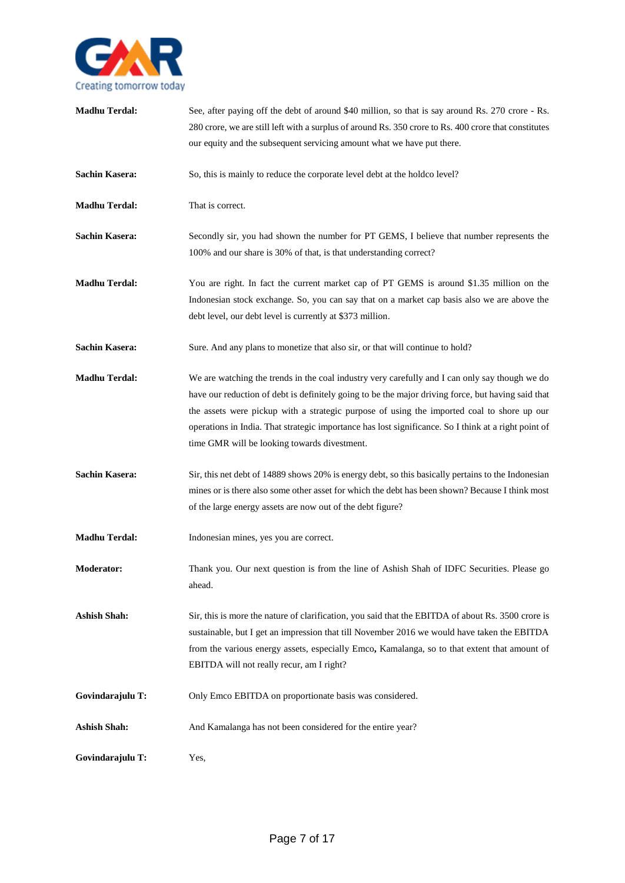**Madhu Terdal:** See, after paying off the debt of around $40 million, so that is say around Rs. 270 crore - Rs. 280 crore, we are still left with a surplus of around Rs. 350 crore to Rs. 400 crore that constitutes our equity and the subsequent servicing amount what we have put there.

**Sachin Kasera:** So, this is mainly to reduce the corporate level debt at the holdco level?

**Madhu Terdal:** That is correct.

**Sachin Kasera:** Secondly sir, you had shown the number for PT GEMS, I believe that number represents the 100% and our share is 30% of that, is that understanding correct?

**Madhu Terdal:** You are right. In fact the current market cap of PT GEMS is around $1.35 million on the Indonesian stock exchange. So, you can say that on a market cap basis also we are above the debt level, our debt level is currently at $373 million.

**Sachin Kasera:** Sure. And any plans to monetize that also sir, or that will continue to hold?

**Madhu Terdal:** We are watching the trends in the coal industry very carefully and I can only say though we do have our reduction of debt is definitely going to be the major driving force, but having said that the assets were pickup with a strategic purpose of using the imported coal to shore up our operations in India. That strategic importance has lost significance. So I think at a right point of time GMR will be looking towards divestment.

**Sachin Kasera:** Sir, this net debt of 14889 shows 20% is energy debt, so this basically pertains to the Indonesian mines or is there also some other asset for which the debt has been shown? Because I think most of the large energy assets are now out of the debt figure?

**Madhu Terdal:** Indonesian mines, yes you are correct.

**Moderator:** Thank you. Our next question is from the line of Ashish Shah of IDFC Securities. Please go ahead.

**Ashish Shah:** Sir, this is more the nature of clarification, you said that the EBITDA of about Rs. 3500 crore is sustainable, but I get an impression that till November 2016 we would have taken the EBITDA from the various energy assets, especially Emco**,** Kamalanga, so to that extent that amount of EBITDA will not really recur, am I right?

**Govindarajulu T:** Only Emco EBITDA on proportionate basis was considered.

**Ashish Shah:** And Kamalanga has not been considered for the entire year?

**Govindarajulu T:** Yes,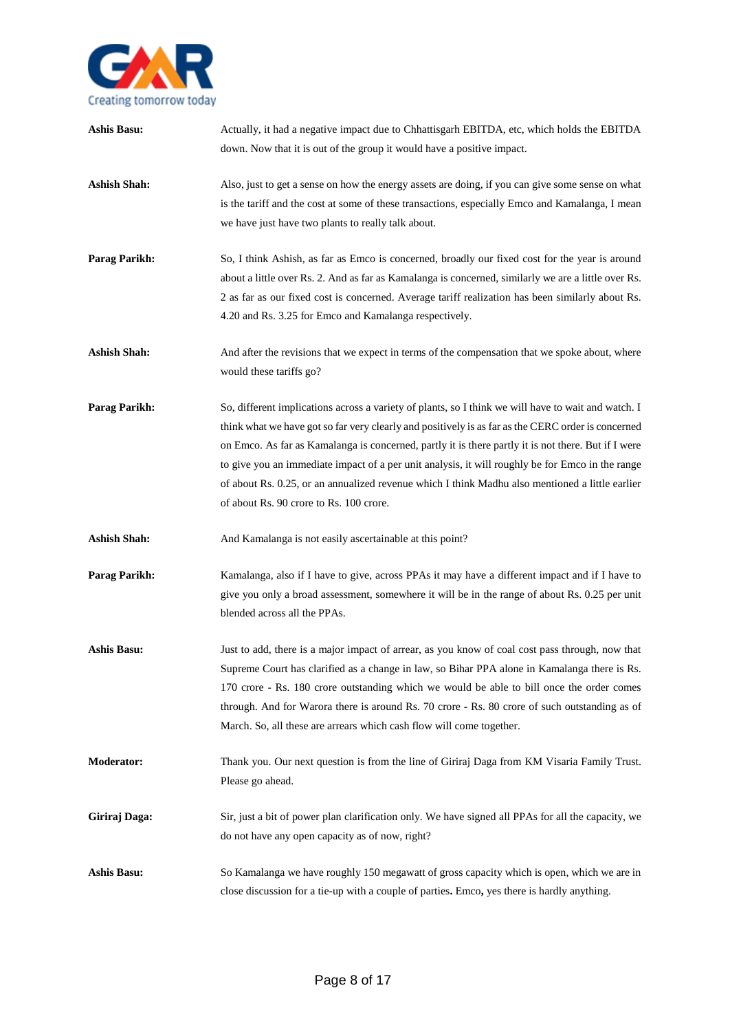**Ashis Basu:** Actually, it had a negative impact due to Chhattisgarh EBITDA, etc, which holds the EBITDA down. Now that it is out of the group it would have a positive impact.

**Ashish Shah:** Also, just to get a sense on how the energy assets are doing, if you can give some sense on what is the tariff and the cost at some of these transactions, especially Emco and Kamalanga, I mean we have just have two plants to really talk about.

**Parag Parikh:** So, I think Ashish, as far as Emco is concerned, broadly our fixed cost for the year is around about a little over Rs. 2. And as far as Kamalanga is concerned, similarly we are a little over Rs. 2 as far as our fixed cost is concerned. Average tariff realization has been similarly about Rs. 4.20 and Rs. 3.25 for Emco and Kamalanga respectively.

**Ashish Shah:** And after the revisions that we expect in terms of the compensation that we spoke about, where would these tariffs go?

**Parag Parikh:** So, different implications across a variety of plants, so I think we will have to wait and watch. I think what we have got so far very clearly and positively is as far as the CERC order is concerned on Emco. As far as Kamalanga is concerned, partly it is there partly it is not there. But if I were to give you an immediate impact of a per unit analysis, it will roughly be for Emco in the range of about Rs. 0.25, or an annualized revenue which I think Madhu also mentioned a little earlier of about Rs. 90 crore to Rs. 100 crore.

**Ashish Shah:** And Kamalanga is not easily ascertainable at this point?

**Parag Parikh:** Kamalanga, also if I have to give, across PPAs it may have a different impact and if I have to give you only a broad assessment, somewhere it will be in the range of about Rs. 0.25 per unit blended across all the PPAs.

**Ashis Basu:** Just to add, there is a major impact of arrear, as you know of coal cost pass through, now that Supreme Court has clarified as a change in law, so Bihar PPA alone in Kamalanga there is Rs. 170 crore - Rs. 180 crore outstanding which we would be able to bill once the order comes through. And for Warora there is around Rs. 70 crore - Rs. 80 crore of such outstanding as of March. So, all these are arrears which cash flow will come together.

**Moderator:** Thank you. Our next question is from the line of Giriraj Daga from KM Visaria Family Trust. Please go ahead.

**Giriraj Daga:** Sir, just a bit of power plan clarification only. We have signed all PPAs for all the capacity, we do not have any open capacity as of now, right?

**Ashis Basu:** So Kamalanga we have roughly 150 megawatt of gross capacity which is open, which we are in close discussion for a tie-up with a couple of parties. Emco, yes there is hardly anything.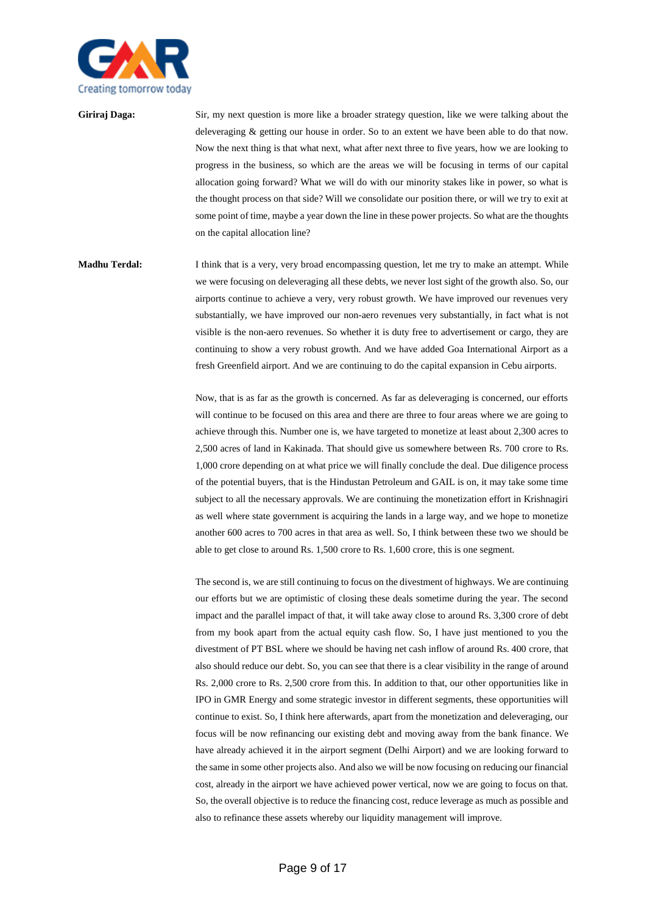**Giriraj Daga:** Sir, my next question is more like a broader strategy question, like we were talking about the deleveraging & getting our house in order. So to an extent we have been able to do that now. Now the next thing is that what next, what after next three to five years, how we are looking to progress in the business, so which are the areas we will be focusing in terms of our capital allocation going forward? What we will do with our minority stakes like in power, so what is the thought process on that side? Will we consolidate our position there, or will we try to exit at some point of time, maybe a year down the line in these power projects. So what are the thoughts on the capital allocation line?

**Madhu Terdal:** I think that is a very, very broad encompassing question, let me try to make an attempt. While we were focusing on deleveraging all these debts, we never lost sight of the growth also. So, our airports continue to achieve a very, very robust growth. We have improved our revenues very substantially, we have improved our non-aero revenues very substantially, in fact what is not visible is the non-aero revenues. So whether it is duty free to advertisement or cargo, they are continuing to show a very robust growth. And we have added Goa International Airport as a fresh Greenfield airport. And we are continuing to do the capital expansion in Cebu airports.

Now, that is as far as the growth is concerned. As far as deleveraging is concerned, our efforts will continue to be focused on this area and there are three to four areas where we are going to achieve through this. Number one is, we have targeted to monetize at least about 2,300 acres to 2,500 acres of land in Kakinada. That should give us somewhere between Rs. 700 crore to Rs. 1,000 crore depending on at what price we will finally conclude the deal. Due diligence process of the potential buyers, that is the Hindustan Petroleum and GAIL is on, it may take some time subject to all the necessary approvals. We are continuing the monetization effort in Krishnagiri as well where state government is acquiring the lands in a large way, and we hope to monetize another 600 acres to 700 acres in that area as well. So, I think between these two we should be able to get close to around Rs. 1,500 crore to Rs. 1,600 crore, this is one segment.

The second is, we are still continuing to focus on the divestment of highways. We are continuing our efforts but we are optimistic of closing these deals sometime during the year. The second impact and the parallel impact of that, it will take away close to around Rs. 3,300 crore of debt from my book apart from the actual equity cash flow. So, I have just mentioned to you the divestment of PT BSL where we should be having net cash inflow of around Rs. 400 crore, that also should reduce our debt. So, you can see that there is a clear visibility in the range of around Rs. 2,000 crore to Rs. 2,500 crore from this. In addition to that, our other opportunities like in IPO in GMR Energy and some strategic investor in different segments, these opportunities will continue to exist. So, I think here afterwards, apart from the monetization and deleveraging, our focus will be now refinancing our existing debt and moving away from the bank finance. We have already achieved it in the airport segment (Delhi Airport) and we are looking forward to the same in some other projects also. And also we will be now focusing on reducing our financial cost, already in the airport we have achieved power vertical, now we are going to focus on that. So, the overall objective is to reduce the financing cost, reduce leverage as much as possible and also to refinance these assets whereby our liquidity management will improve.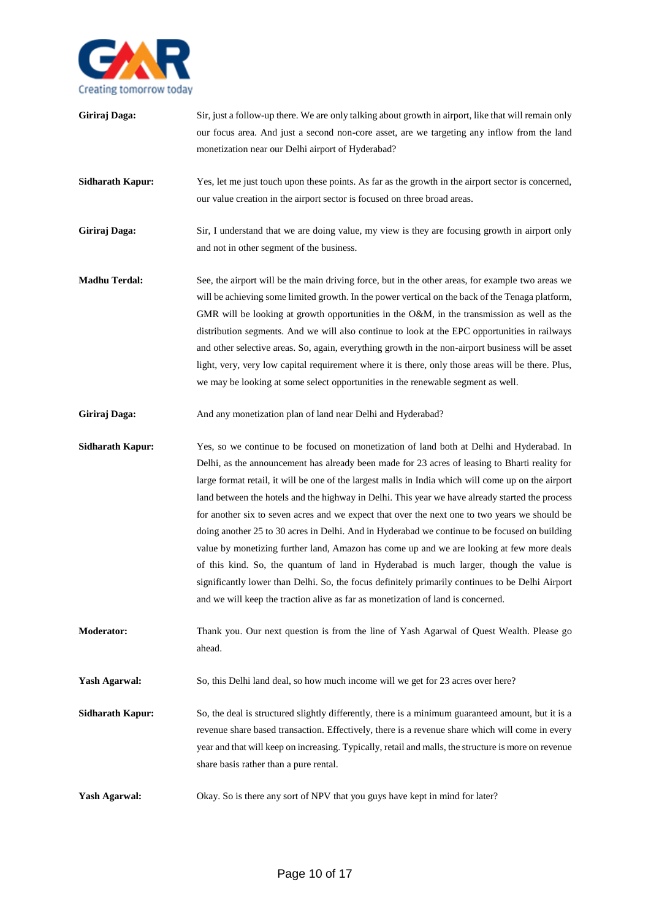**Giriraj Daga:** Sir, just a follow-up there. We are only talking about growth in airport, like that will remain only our focus area. And just a second non-core asset, are we targeting any inflow from the land monetization near our Delhi airport of Hyderabad?

**Sidharath Kapur:** Yes, let me just touch upon these points. As far as the growth in the airport sector is concerned, our value creation in the airport sector is focused on three broad areas.

**Giriraj Daga:** Sir, I understand that we are doing value, my view is they are focusing growth in airport only and not in other segment of the business.

**Madhu Terdal:** See, the airport will be the main driving force, but in the other areas, for example two areas we will be achieving some limited growth. In the power vertical on the back of the Tenaga platform, GMR will be looking at growth opportunities in the O&M, in the transmission as well as the distribution segments. And we will also continue to look at the EPC opportunities in railways and other selective areas. So, again, everything growth in the non-airport business will be asset light, very, very low capital requirement where it is there, only those areas will be there. Plus, we may be looking at some select opportunities in the renewable segment as well.

**Giriraj Daga:** And any monetization plan of land near Delhi and Hyderabad?

**Sidharath Kapur:** Yes, so we continue to be focused on monetization of land both at Delhi and Hyderabad. In Delhi, as the announcement has already been made for 23 acres of leasing to Bharti reality for large format retail, it will be one of the largest malls in India which will come up on the airport land between the hotels and the highway in Delhi. This year we have already started the process for another six to seven acres and we expect that over the next one to two years we should be doing another 25 to 30 acres in Delhi. And in Hyderabad we continue to be focused on building value by monetizing further land, Amazon has come up and we are looking at few more deals of this kind. So, the quantum of land in Hyderabad is much larger, though the value is significantly lower than Delhi. So, the focus definitely primarily continues to be Delhi Airport and we will keep the traction alive as far as monetization of land is concerned.

**Moderator:** Thank you. Our next question is from the line of Yash Agarwal of Quest Wealth. Please go ahead.

**Yash Agarwal:** So, this Delhi land deal, so how much income will we get for 23 acres over here?

**Sidharath Kapur:** So, the deal is structured slightly differently, there is a minimum guaranteed amount, but it is a revenue share based transaction. Effectively, there is a revenue share which will come in every year and that will keep on increasing. Typically, retail and malls, the structure is more on revenue share basis rather than a pure rental.

**Yash Agarwal:** Okay. So is there any sort of NPV that you guys have kept in mind for later?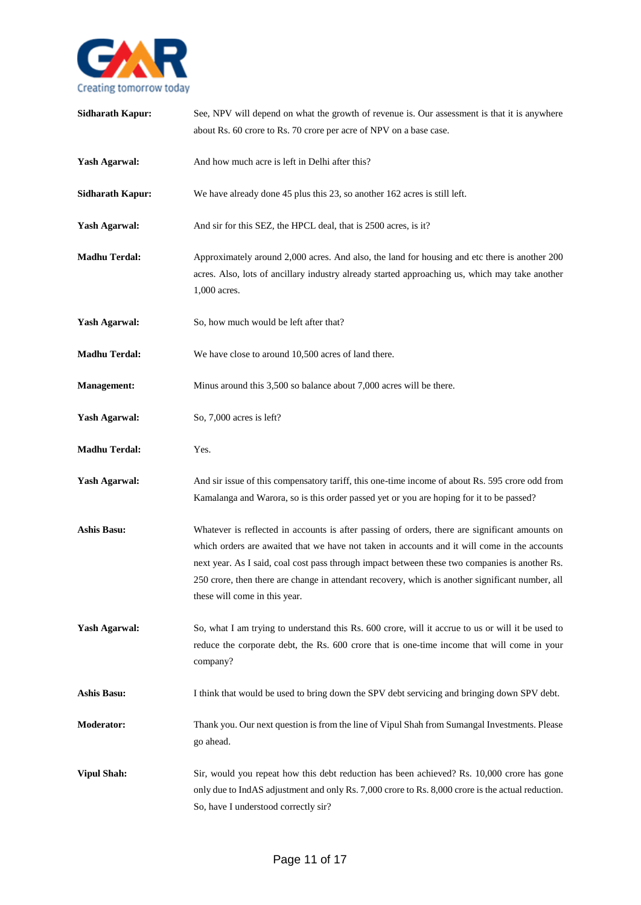**Sidharath Kapur:** See, NPV will depend on what the growth of revenue is. Our assessment is that it is anywhere about Rs. 60 crore to Rs. 70 crore per acre of NPV on a base case.

**Yash Agarwal:** And how much acre is left in Delhi after this?

**Sidharath Kapur:** We have already done 45 plus this 23, so another 162 acres is still left.

**Yash Agarwal:** And sir for this SEZ, the HPCL deal, that is 2500 acres, is it?

**Madhu Terdal:** Approximately around 2,000 acres. And also, the land for housing and etc there is another 200 acres. Also, lots of ancillary industry already started approaching us, which may take another 1,000 acres.

**Yash Agarwal:** So, how much would be left after that?

**Madhu Terdal:** We have close to around 10,500 acres of land there.

**Management:** Minus around this 3,500 so balance about 7,000 acres will be there.

**Yash Agarwal:** So, 7,000 acres is left?

**Madhu Terdal:** Yes.

**Yash Agarwal:** And sir issue of this compensatory tariff, this one-time income of about Rs. 595 crore odd from Kamalanga and Warora, so is this order passed yet or you are hoping for it to be passed?

**Ashis Basu:** Whatever is reflected in accounts is after passing of orders, there are significant amounts on which orders are awaited that we have not taken in accounts and it will come in the accounts next year. As I said, coal cost pass through impact between these two companies is another Rs. 250 crore, then there are change in attendant recovery, which is another significant number, all these will come in this year.

**Yash Agarwal:** So, what I am trying to understand this Rs. 600 crore, will it accrue to us or will it be used to reduce the corporate debt, the Rs. 600 crore that is one-time income that will come in your company?

**Ashis Basu:** I think that would be used to bring down the SPV debt servicing and bringing down SPV debt.

**Moderator:** Thank you. Our next question is from the line of Vipul Shah from Sumangal Investments. Please go ahead.

**Vipul Shah:** Sir, would you repeat how this debt reduction has been achieved? Rs. 10,000 crore has gone only due to IndAS adjustment and only Rs. 7,000 crore to Rs. 8,000 crore is the actual reduction. So, have I understood correctly sir?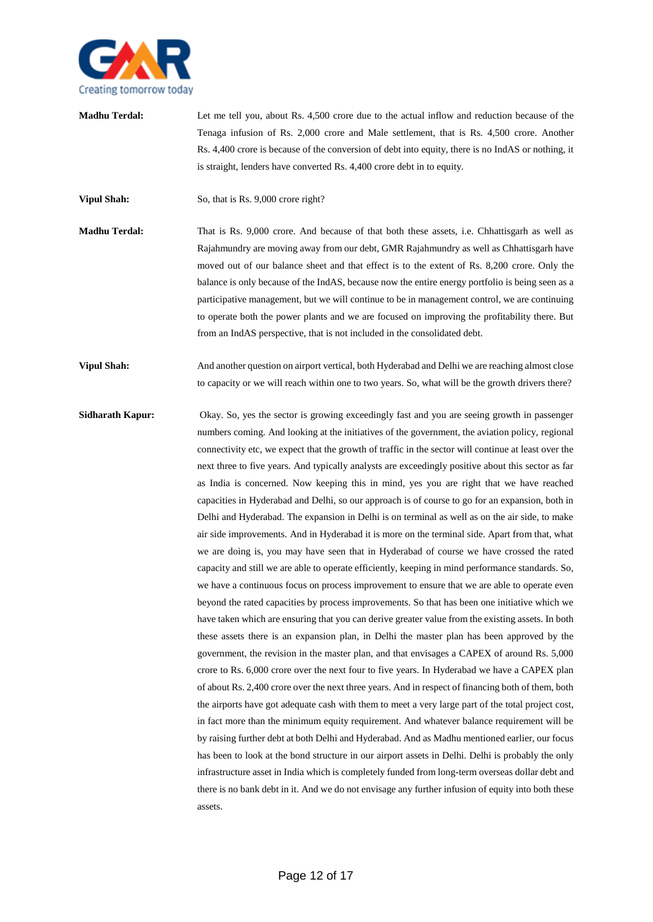**Madhu Terdal:** Let me tell you, about Rs. 4,500 crore due to the actual inflow and reduction because of the Tenaga infusion of Rs. 2,000 crore and Male settlement, that is Rs. 4,500 crore. Another Rs. 4,400 crore is because of the conversion of debt into equity, there is no IndAS or nothing, it is straight, lenders have converted Rs. 4,400 crore debt in to equity.

**Vipul Shah:** So, that is Rs. 9,000 crore right?

**Madhu Terdal:** That is Rs. 9,000 crore. And because of that both these assets, i.e. Chhattisgarh as well as Rajahmundry are moving away from our debt, GMR Rajahmundry as well as Chhattisgarh have moved out of our balance sheet and that effect is to the extent of Rs. 8,200 crore. Only the balance is only because of the IndAS, because now the entire energy portfolio is being seen as a participative management, but we will continue to be in management control, we are continuing to operate both the power plants and we are focused on improving the profitability there. But from an IndAS perspective, that is not included in the consolidated debt.

**Vipul Shah:** And another question on airport vertical, both Hyderabad and Delhi we are reaching almost close to capacity or we will reach within one to two years. So, what will be the growth drivers there?

**Sidharath Kapur:** Okay. So, yes the sector is growing exceedingly fast and you are seeing growth in passenger numbers coming. And looking at the initiatives of the government, the aviation policy, regional connectivity etc, we expect that the growth of traffic in the sector will continue at least over the next three to five years. And typically analysts are exceedingly positive about this sector as far as India is concerned. Now keeping this in mind, yes you are right that we have reached capacities in Hyderabad and Delhi, so our approach is of course to go for an expansion, both in Delhi and Hyderabad. The expansion in Delhi is on terminal as well as on the air side, to make air side improvements. And in Hyderabad it is more on the terminal side. Apart from that, what we are doing is, you may have seen that in Hyderabad of course we have crossed the rated capacity and still we are able to operate efficiently, keeping in mind performance standards. So, we have a continuous focus on process improvement to ensure that we are able to operate even beyond the rated capacities by process improvements. So that has been one initiative which we have taken which are ensuring that you can derive greater value from the existing assets. In both these assets there is an expansion plan, in Delhi the master plan has been approved by the government, the revision in the master plan, and that envisages a CAPEX of around Rs. 5,000 crore to Rs. 6,000 crore over the next four to five years. In Hyderabad we have a CAPEX plan of about Rs. 2,400 crore over the next three years. And in respect of financing both of them, both the airports have got adequate cash with them to meet a very large part of the total project cost, in fact more than the minimum equity requirement. And whatever balance requirement will be by raising further debt at both Delhi and Hyderabad. And as Madhu mentioned earlier, our focus has been to look at the bond structure in our airport assets in Delhi. Delhi is probably the only infrastructure asset in India which is completely funded from long-term overseas dollar debt and there is no bank debt in it. And we do not envisage any further infusion of equity into both these assets.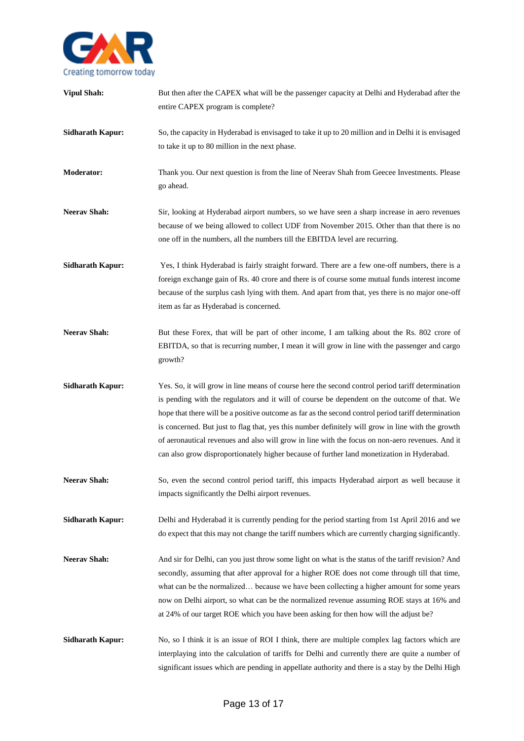**Vipul Shah:** But then after the CAPEX what will be the passenger capacity at Delhi and Hyderabad after the entire CAPEX program is complete?

**Sidharath Kapur:** So, the capacity in Hyderabad is envisaged to take it up to 20 million and in Delhi it is envisaged to take it up to 80 million in the next phase.

**Moderator:** Thank you. Our next question is from the line of Neerav Shah from Geecee Investments. Please go ahead.

**Neerav Shah:** Sir, looking at Hyderabad airport numbers, so we have seen a sharp increase in aero revenues because of we being allowed to collect UDF from November 2015. Other than that there is no one off in the numbers, all the numbers till the EBITDA level are recurring.

**Sidharath Kapur:** Yes, I think Hyderabad is fairly straight forward. There are a few one-off numbers, there is a foreign exchange gain of Rs. 40 crore and there is of course some mutual funds interest income because of the surplus cash lying with them. And apart from that, yes there is no major one-off item as far as Hyderabad is concerned.

**Neerav Shah:** But these Forex, that will be part of other income, I am talking about the Rs. 802 crore of EBITDA, so that is recurring number, I mean it will grow in line with the passenger and cargo growth?

**Sidharath Kapur:** Yes. So, it will grow in line means of course here the second control period tariff determination is pending with the regulators and it will of course be dependent on the outcome of that. We hope that there will be a positive outcome as far as the second control period tariff determination is concerned. But just to flag that, yes this number definitely will grow in line with the growth of aeronautical revenues and also will grow in line with the focus on non-aero revenues. And it can also grow disproportionately higher because of further land monetization in Hyderabad.

**Neerav Shah:** So, even the second control period tariff, this impacts Hyderabad airport as well because it impacts significantly the Delhi airport revenues.

**Sidharath Kapur:** Delhi and Hyderabad it is currently pending for the period starting from 1st April 2016 and we do expect that this may not change the tariff numbers which are currently charging significantly.

**Neerav Shah:** And sir for Delhi, can you just throw some light on what is the status of the tariff revision? And secondly, assuming that after approval for a higher ROE does not come through till that time, what can be the normalized… because we have been collecting a higher amount for some years now on Delhi airport, so what can be the normalized revenue assuming ROE stays at 16% and at 24% of our target ROE which you have been asking for then how will the adjust be?

**Sidharath Kapur:** No, so I think it is an issue of ROI I think, there are multiple complex lag factors which are interplaying into the calculation of tariffs for Delhi and currently there are quite a number of significant issues which are pending in appellate authority and there is a stay by the Delhi High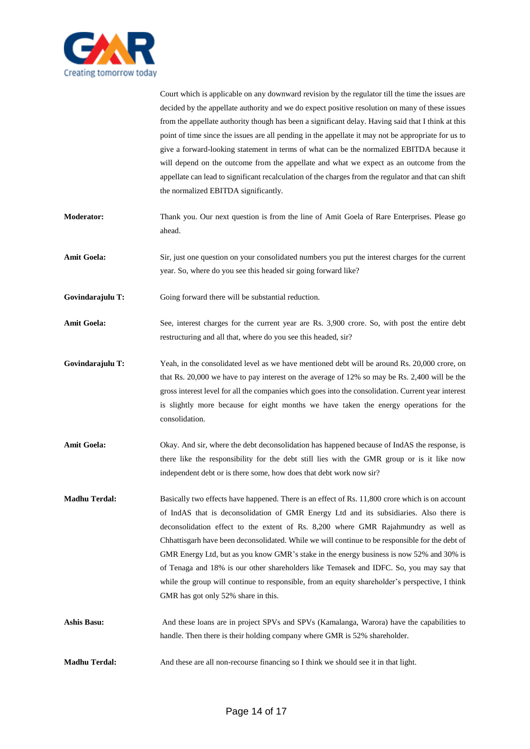Court which is applicable on any downward revision by the regulator till the time the issues are decided by the appellate authority and we do expect positive resolution on many of these issues from the appellate authority though has been a significant delay. Having said that I think at this point of time since the issues are all pending in the appellate it may not be appropriate for us to give a forward-looking statement in terms of what can be the normalized EBITDA because it will depend on the outcome from the appellate and what we expect as an outcome from the appellate can lead to significant recalculation of the charges from the regulator and that can shift the normalized EBITDA significantly.

**Moderator:** Thank you. Our next question is from the line of Amit Goela of Rare Enterprises. Please go ahead.

**Amit Goela:** Sir, just one question on your consolidated numbers you put the interest charges for the current year. So, where do you see this headed sir going forward like?

**Govindarajulu T:** Going forward there will be substantial reduction.

**Amit Goela:** See, interest charges for the current year are Rs. 3,900 crore. So, with post the entire debt restructuring and all that, where do you see this headed, sir?

**Govindarajulu T:** Yeah, in the consolidated level as we have mentioned debt will be around Rs. 20,000 crore, on that Rs. 20,000 we have to pay interest on the average of 12% so may be Rs. 2,400 will be the gross interest level for all the companies which goes into the consolidation. Current year interest is slightly more because for eight months we have taken the energy operations for the consolidation.

**Amit Goela:** Okay. And sir, where the debt deconsolidation has happened because of IndAS the response, is there like the responsibility for the debt still lies with the GMR group or is it like now independent debt or is there some, how does that debt work now sir?

**Madhu Terdal:** Basically two effects have happened. There is an effect of Rs. 11,800 crore which is on account of IndAS that is deconsolidation of GMR Energy Ltd and its subsidiaries. Also there is deconsolidation effect to the extent of Rs. 8,200 where GMR Rajahmundry as well as Chhattisgarh have been deconsolidated. While we will continue to be responsible for the debt of GMR Energy Ltd, but as you know GMR's stake in the energy business is now 52% and 30% is of Tenaga and 18% is our other shareholders like Temasek and IDFC. So, you may say that while the group will continue to responsible, from an equity shareholder's perspective, I think GMR has got only 52% share in this.

**Ashis Basu:** And these loans are in project SPVs and SPVs (Kamalanga, Warora) have the capabilities to handle. Then there is their holding company where GMR is 52% shareholder.

**Madhu Terdal:** And these are all non-recourse financing so I think we should see it in that light.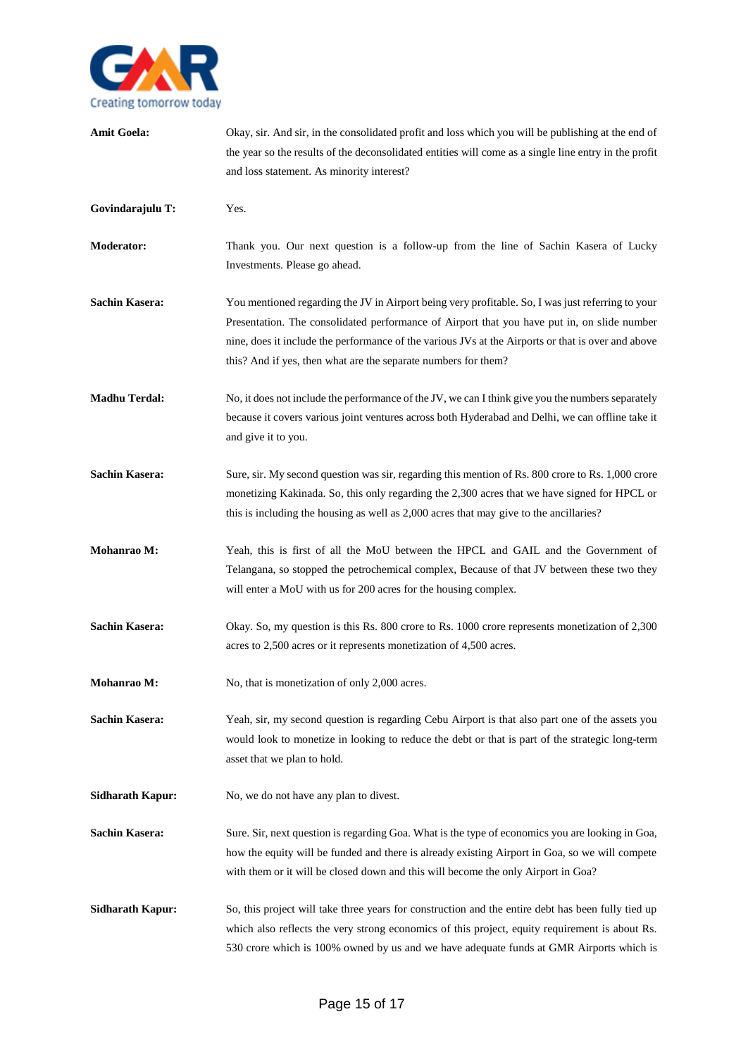**Amit Goela:** Okay, sir. And sir, in the consolidated profit and loss which you will be publishing at the end of the year so the results of the deconsolidated entities will come as a single line entry in the profit and loss statement. As minority interest?

**Govindarajulu T:** Yes.

**Moderator:** Thank you. Our next question is a follow-up from the line of Sachin Kasera of Lucky Investments. Please go ahead.

**Sachin Kasera:** You mentioned regarding the JV in Airport being very profitable. So, I was just referring to your Presentation. The consolidated performance of Airport that you have put in, on slide number nine, does it include the performance of the various JVs at the Airports or that is over and above this? And if yes, then what are the separate numbers for them?

**Madhu Terdal:** No, it does not include the performance of the JV, we can I think give you the numbers separately because it covers various joint ventures across both Hyderabad and Delhi, we can offline take it and give it to you.

**Sachin Kasera:** Sure, sir. My second question was sir, regarding this mention of Rs. 800 crore to Rs. 1,000 crore monetizing Kakinada. So, this only regarding the 2,300 acres that we have signed for HPCL or this is including the housing as well as 2,000 acres that may give to the ancillaries?

**Mohanrao M:** Yeah, this is first of all the MoU between the HPCL and GAIL and the Government of Telangana, so stopped the petrochemical complex, Because of that JV between these two they will enter a MoU with us for 200 acres for the housing complex.

**Sachin Kasera:** Okay. So, my question is this Rs. 800 crore to Rs. 1000 crore represents monetization of 2,300 acres to 2,500 acres or it represents monetization of 4,500 acres.

**Mohanrao M:** No, that is monetization of only 2,000 acres.

**Sachin Kasera:** Yeah, sir, my second question is regarding Cebu Airport is that also part one of the assets you would look to monetize in looking to reduce the debt or that is part of the strategic long-term asset that we plan to hold.

**Sidharath Kapur:** No, we do not have any plan to divest.

**Sachin Kasera:** Sure. Sir, next question is regarding Goa. What is the type of economics you are looking in Goa, how the equity will be funded and there is already existing Airport in Goa, so we will compete with them or it will be closed down and this will become the only Airport in Goa?

**Sidharath Kapur:** So, this project will take three years for construction and the entire debt has been fully tied up which also reflects the very strong economics of this project, equity requirement is about Rs. 530 crore which is 100% owned by us and we have adequate funds at GMR Airports which is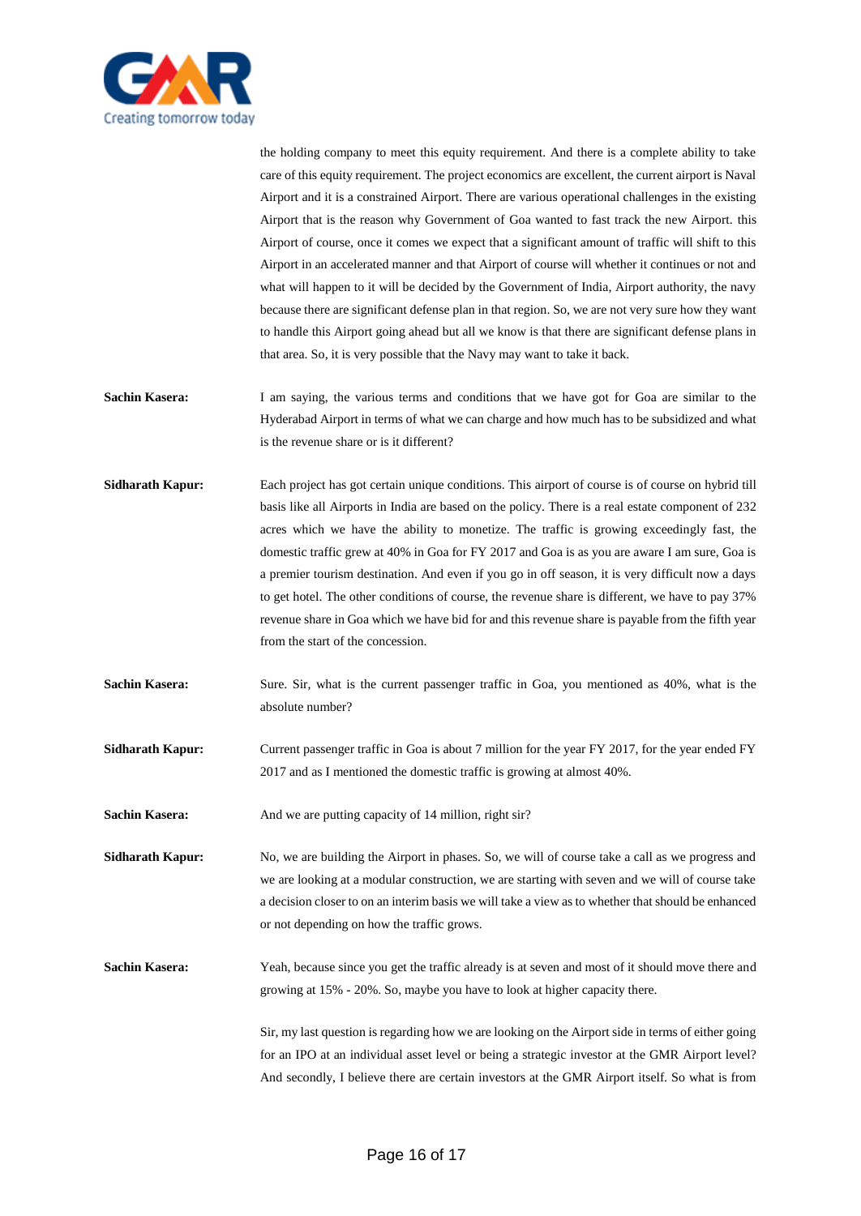the holding company to meet this equity requirement. And there is a complete ability to take care of this equity requirement. The project economics are excellent, the current airport is Naval Airport and it is a constrained Airport. There are various operational challenges in the existing Airport that is the reason why Government of Goa wanted to fast track the new Airport. this Airport of course, once it comes we expect that a significant amount of traffic will shift to this Airport in an accelerated manner and that Airport of course will whether it continues or not and what will happen to it will be decided by the Government of India, Airport authority, the navy because there are significant defense plan in that region. So, we are not very sure how they want to handle this Airport going ahead but all we know is that there are significant defense plans in that area. So, it is very possible that the Navy may want to take it back.

**Sachin Kasera:** I am saying, the various terms and conditions that we have got for Goa are similar to the Hyderabad Airport in terms of what we can charge and how much has to be subsidized and what is the revenue share or is it different?

**Sidharath Kapur:** Each project has got certain unique conditions. This airport of course is of course on hybrid till basis like all Airports in India are based on the policy. There is a real estate component of 232 acres which we have the ability to monetize. The traffic is growing exceedingly fast, the domestic traffic grew at 40% in Goa for FY 2017 and Goa is as you are aware I am sure, Goa is a premier tourism destination. And even if you go in off season, it is very difficult now a days to get hotel. The other conditions of course, the revenue share is different, we have to pay 37% revenue share in Goa which we have bid for and this revenue share is payable from the fifth year from the start of the concession.

**Sachin Kasera:** Sure. Sir, what is the current passenger traffic in Goa, you mentioned as 40%, what is the absolute number?

**Sidharath Kapur:** Current passenger traffic in Goa is about 7 million for the year FY 2017, for the year ended FY 2017 and as I mentioned the domestic traffic is growing at almost 40%.

**Sachin Kasera:** And we are putting capacity of 14 million, right sir?

**Sidharath Kapur:** No, we are building the Airport in phases. So, we will of course take a call as we progress and we are looking at a modular construction, we are starting with seven and we will of course take a decision closer to on an interim basis we will take a view as to whether that should be enhanced or not depending on how the traffic grows.

**Sachin Kasera:** Yeah, because since you get the traffic already is at seven and most of it should move there and growing at 15% - 20%. So, maybe you have to look at higher capacity there.

Sir, my last question is regarding how we are looking on the Airport side in terms of either going for an IPO at an individual asset level or being a strategic investor at the GMR Airport level? And secondly, I believe there are certain investors at the GMR Airport itself. So what is from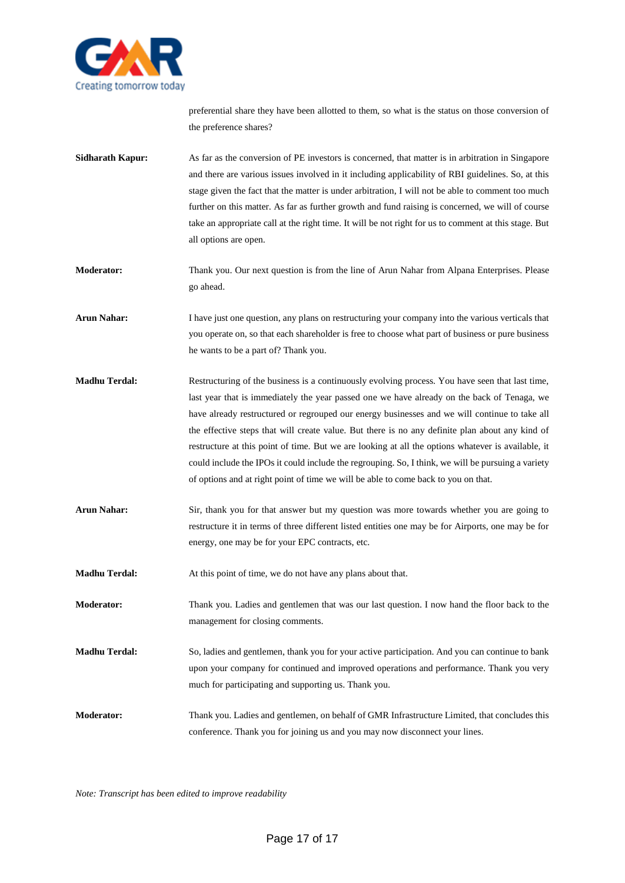preferential share they have been allotted to them, so what is the status on those conversion of the preference shares?

**Sidharath Kapur:** As far as the conversion of PE investors is concerned, that matter is in arbitration in Singapore and there are various issues involved in it including applicability of RBI guidelines. So, at this stage given the fact that the matter is under arbitration, I will not be able to comment too much further on this matter. As far as further growth and fund raising is concerned, we will of course take an appropriate call at the right time. It will be not right for us to comment at this stage. But all options are open.

**Moderator:** Thank you. Our next question is from the line of Arun Nahar from Alpana Enterprises. Please go ahead.

**Arun Nahar:** I have just one question, any plans on restructuring your company into the various verticals that you operate on, so that each shareholder is free to choose what part of business or pure business he wants to be a part of? Thank you.

**Madhu Terdal:** Restructuring of the business is a continuously evolving process. You have seen that last time, last year that is immediately the year passed one we have already on the back of Tenaga, we have already restructured or regrouped our energy businesses and we will continue to take all the effective steps that will create value. But there is no any definite plan about any kind of restructure at this point of time. But we are looking at all the options whatever is available, it could include the IPOs it could include the regrouping. So, I think, we will be pursuing a variety of options and at right point of time we will be able to come back to you on that.

**Arun Nahar:** Sir, thank you for that answer but my question was more towards whether you are going to restructure it in terms of three different listed entities one may be for Airports, one may be for energy, one may be for your EPC contracts, etc.

**Madhu Terdal:** At this point of time, we do not have any plans about that.

**Moderator:** Thank you. Ladies and gentlemen that was our last question. I now hand the floor back to the management for closing comments.

**Madhu Terdal:** So, ladies and gentlemen, thank you for your active participation. And you can continue to bank upon your company for continued and improved operations and performance. Thank you very much for participating and supporting us. Thank you.

**Moderator:** Thank you. Ladies and gentlemen, on behalf of GMR Infrastructure Limited, that concludes this conference. Thank you for joining us and you may now disconnect your lines.

*Note: Transcript has been edited to improve readability*